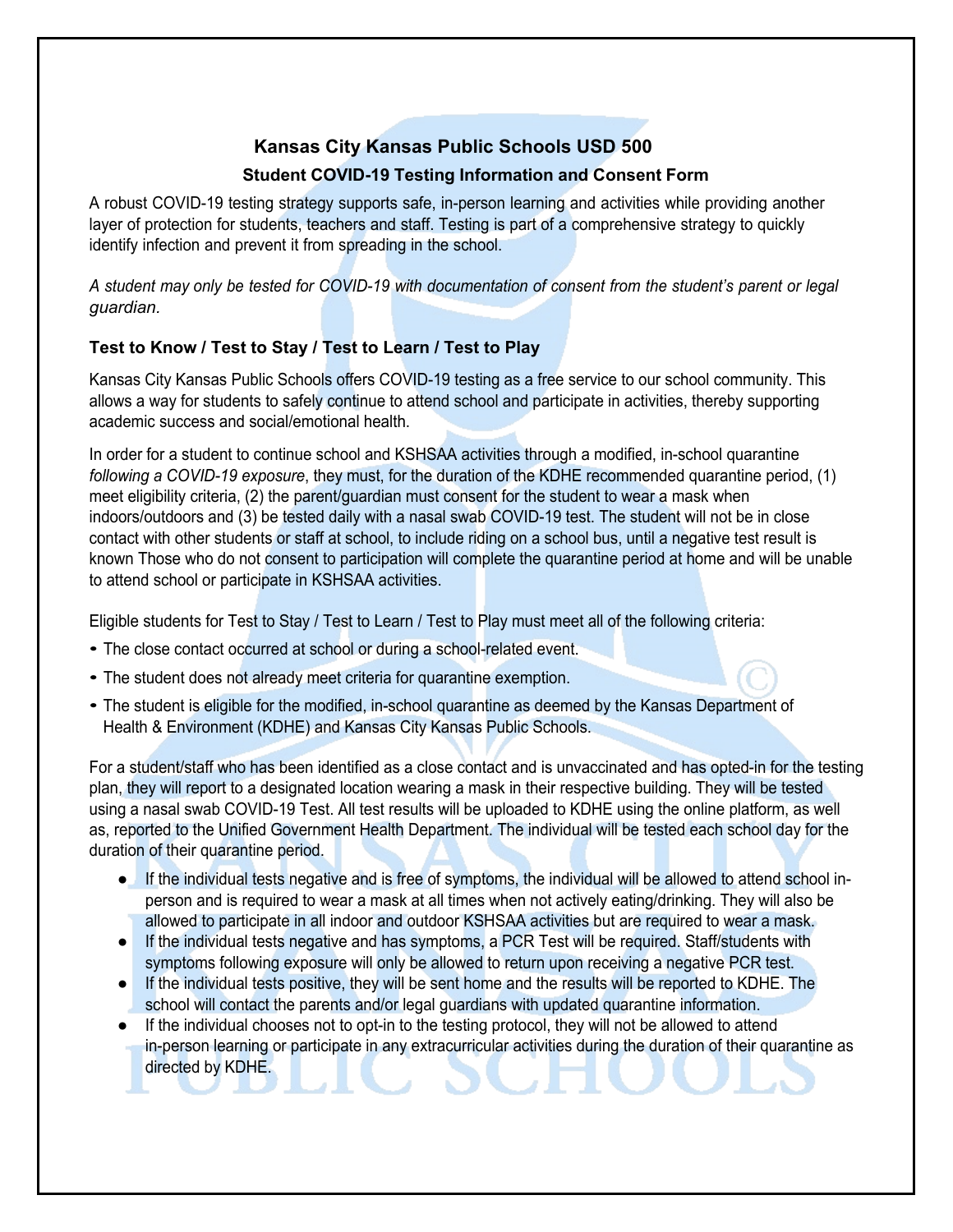# Kansas City Kansas Public Schools USD 500

## Student COVID-19 Testing Information and Consent Form

A robust COVID-19 testing strategy supports safe, in-person learning and activities while providing another layer of protection for students, teachers and staff. Testing is part of a comprehensive strategy to quickly identify infection and prevent it from spreading in the school.

*A student may only be tested for COVID-19 with documentation of consent from the student's parent or legal guardian.*

### Test to Know / Test to Stay / Test to Learn / Test to Play

Kansas City Kansas Public Schools offers COVID-19 testing as a free service to our school community. This allows a way for students to safely continue to attend school and participate in activities, thereby supporting academic success and social/emotional health.

In order for a student to continue school and KSHSAA activities through a modified, in-school quarantine *following a COVID-19 exposure*, they must, for the duration of the KDHE recommended quarantine period, (1) meet eligibility criteria, (2) the parent/guardian must consent for the student to wear a mask when indoors/outdoors and (3) be tested daily with a nasal swab COVID-19 test. The student will not be in close contact with other students or staff at school, to include riding on a school bus, until a negative test result is known Those who do not consent to participation will complete the quarantine period at home and will be unable to attend school or participate in KSHSAA activities.

Eligible students for Test to Stay / Test to Learn / Test to Play must meet all of the following criteria:

- The close contact occurred at school or during a school-related event.
- The student does not already meet criteria for quarantine exemption.
- The student is eligible for the modified, in-school quarantine as deemed by the Kansas Department of Health & Environment (KDHE) and Kansas City Kansas Public Schools.

For a student/staff who has been identified as a close contact and is unvaccinated and has opted-in for the testing plan, they will report to a designated location wearing a mask in their respective building. They will be tested using a nasal swab COVID-19 Test. All test results will be uploaded to KDHE using the online platform, as well as, reported to the Unified Government Health Department. The individual will be tested each school day for the duration of their quarantine period.

- If the individual tests negative and is free of symptoms, the individual will be allowed to attend school in-person and is required to wear a mask at all times when not actively eating/drinking. They will also be allowed to participate in all indoor and outdoor KSHSAA activities but are required to wear a mask.
- If the individual tests negative and has symptoms, a PCR Test will be required. Staff/students with symptoms following exposure will only be allowed to return upon receiving a negative PCR test.
- If the individual tests positive, they will be sent home and the results will be reported to KDHE. The school will contact the parents and/or legal guardians with updated quarantine information.
- If the individual chooses not to opt-in to the testing protocol, they will not be allowed to attend in-person learning or participate in any extracurricular activities during the duration of their quarantine as directed by KDHE.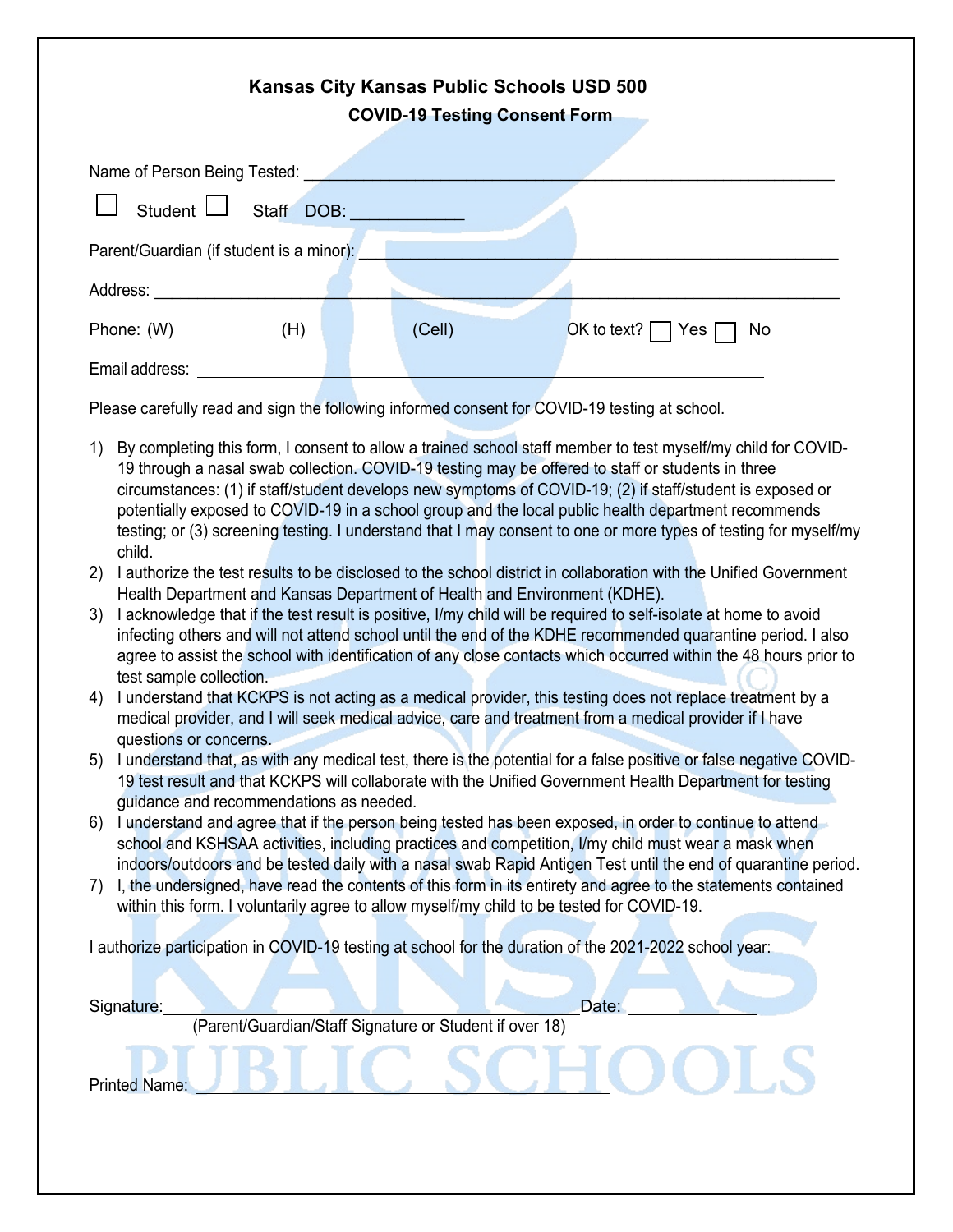# Kansas City Kansas Public Schools USD 500

## COVID-19 Testing Consent Form

Name of Person Being Tested: ___________________________________________________________

☐ Student ☐ Staff DOB: ____________

Parent/Guardian (if student is a minor): ___________________________________________________

Address: _____________________________________________________________________________

Phone: (W)____________(H)___________(Cell)____________OK to text? ☐ Yes ☐ No

Email address: _________________________________________________________________

Please carefully read and sign the following informed consent for COVID-19 testing at school.

1) By completing this form, I consent to allow a trained school staff member to test myself/my child for COVID-19 through a nasal swab collection. COVID-19 testing may be offered to staff or students in three circumstances: (1) if staff/student develops new symptoms of COVID-19; (2) if staff/student is exposed or potentially exposed to COVID-19 in a school group and the local public health department recommends testing; or (3) screening testing. I understand that I may consent to one or more types of testing for myself/my child.
2) I authorize the test results to be disclosed to the school district in collaboration with the Unified Government Health Department and Kansas Department of Health and Environment (KDHE).
3) I acknowledge that if the test result is positive, I/my child will be required to self-isolate at home to avoid infecting others and will not attend school until the end of the KDHE recommended quarantine period. I also agree to assist the school with identification of any close contacts which occurred within the 48 hours prior to test sample collection.
4) I understand that KCKPS is not acting as a medical provider, this testing does not replace treatment by a medical provider, and I will seek medical advice, care and treatment from a medical provider if I have questions or concerns.
5) I understand that, as with any medical test, there is the potential for a false positive or false negative COVID-19 test result and that KCKPS will collaborate with the Unified Government Health Department for testing guidance and recommendations as needed.
6) I understand and agree that if the person being tested has been exposed, in order to continue to attend school and KSHSAA activities, including practices and competition, I/my child must wear a mask when indoors/outdoors and be tested daily with a nasal swab Rapid Antigen Test until the end of quarantine period.
7) I, the undersigned, have read the contents of this form in its entirety and agree to the statements contained within this form. I voluntarily agree to allow myself/my child to be tested for COVID-19.

I authorize participation in COVID-19 testing at school for the duration of the 2021-2022 school year:

Signature:_____________________________________________Date: ______________

(Parent/Guardian/Staff Signature or Student if over 18)

Printed Name: _____________________________________________